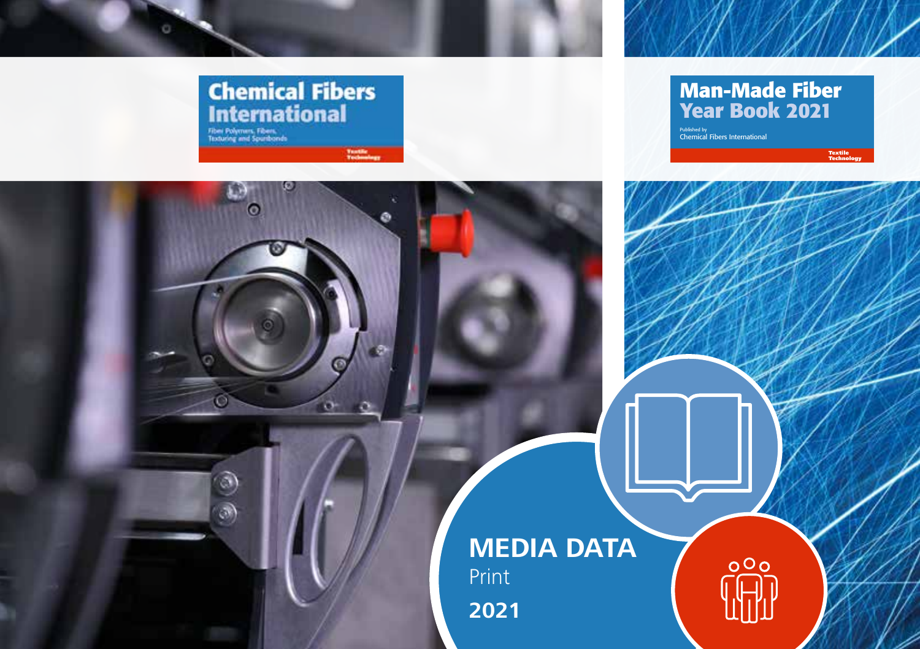# Chemical Fibers International

Fiber Polymers, Fibers, Texturing and Spunbonds

Textile Technology

# Man-Made Fiber Year Book 2021

Published by Chemical Fibers International

Textile Technology

# MEDIA DATA

Print

**2021**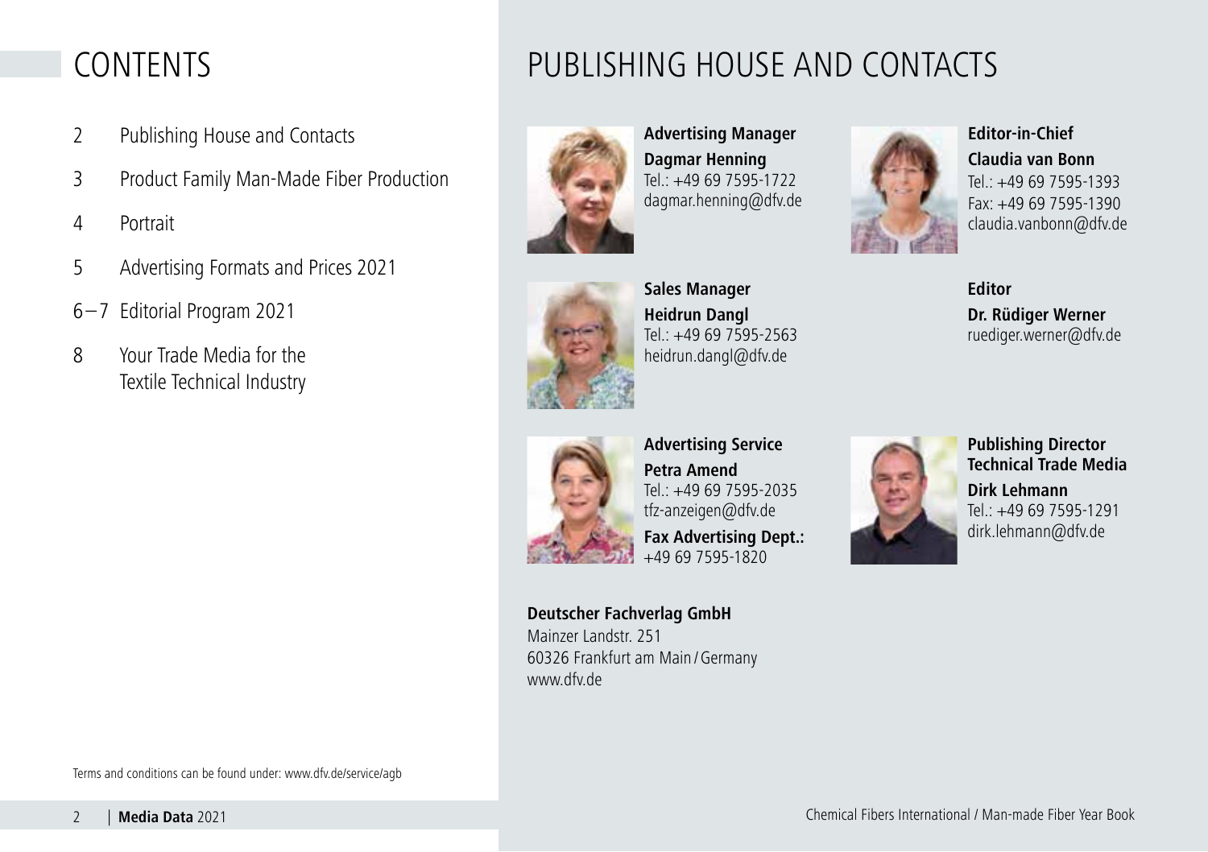# CONTENTS

- 2 Publishing House and Contacts
- 3 Product Family Man-Made Fiber Production
- 4 Portrait
- 5 Advertising Formats and Prices 2021
- 6 – 7 Editorial Program 2021
- 8 Your Trade Media for the Textile Technical Industry

Terms and conditions can be found under: www.dfv.de/service/agb

# PUBLISHING HOUSE AND CONTACTS

**Advertising Manager**
**Dagmar Henning**
Tel.: +49 69 7595-1722
dagmar.henning@dfv.de

**Editor-in-Chief**
**Claudia van Bonn**
Tel.: +49 69 7595-1393
Fax: +49 69 7595-1390
claudia.vanbonn@dfv.de

**Sales Manager**
**Heidrun Dangl**
Tel.: +49 69 7595-2563
heidrun.dangl@dfv.de

**Editor**
**Dr. Rüdiger Werner**
ruediger.werner@dfv.de

**Advertising Service**
**Petra Amend**
Tel.: +49 69 7595-2035
tfz-anzeigen@dfv.de

**Fax Advertising Dept.:**
+49 69 7595-1820

**Publishing Director Technical Trade Media**
**Dirk Lehmann**
Tel.: +49 69 7595-1291
dirk.lehmann@dfv.de

**Deutscher Fachverlag GmbH**
Mainzer Landstr. 251
60326 Frankfurt am Main / Germany
www.dfv.de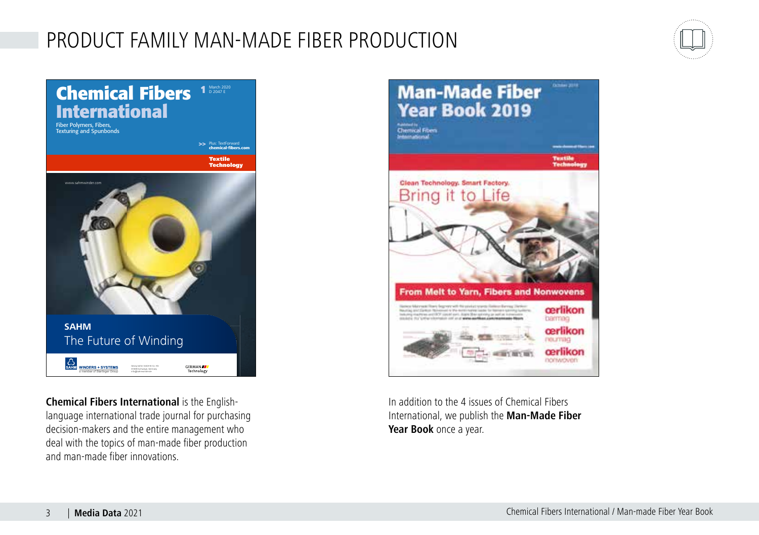# PRODUCT FAMILY MAN-MADE FIBER PRODUCTION

**Chemical Fibers International** is the English-language international trade journal for purchasing decision-makers and the entire management who deal with the topics of man-made fiber production and man-made fiber innovations.

In addition to the 4 issues of Chemical Fibers International, we publish the **Man-Made Fiber Year Book** once a year.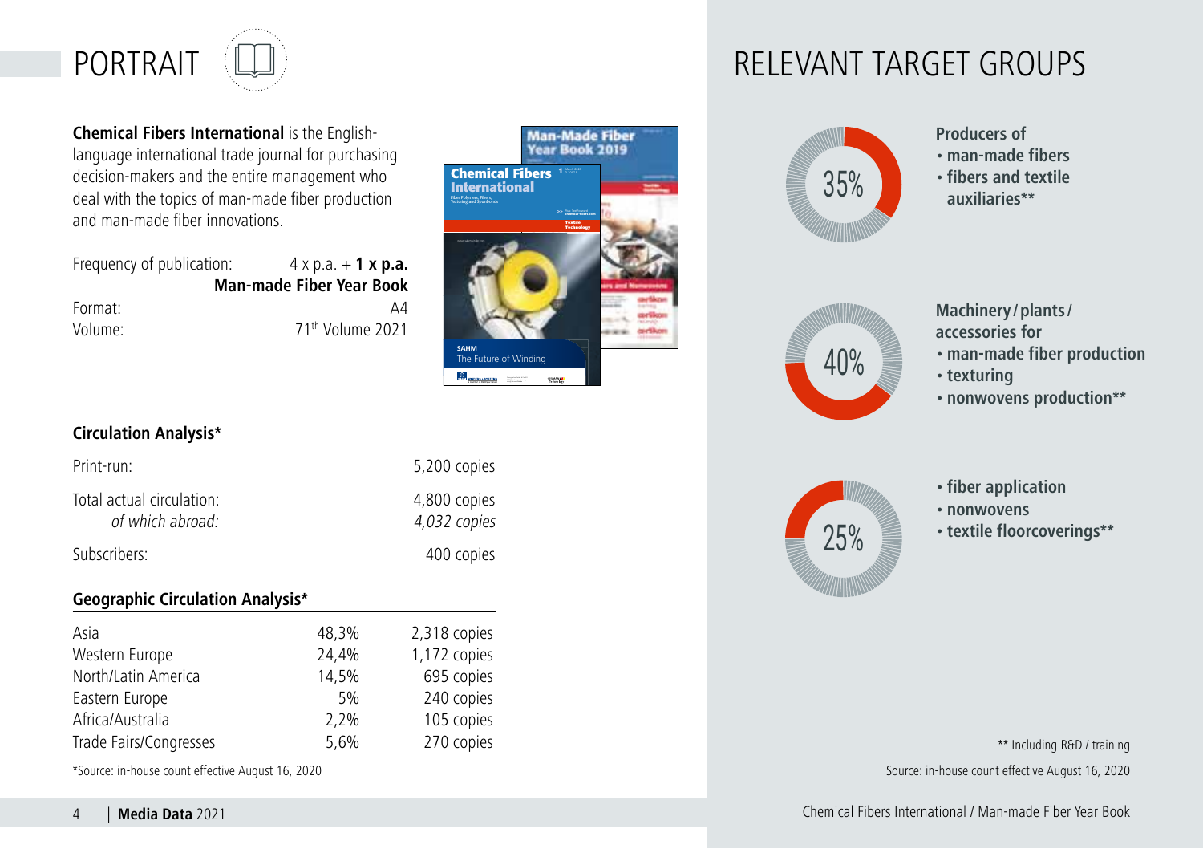# PORTRAIT

**Chemical Fibers International** is the English-language international trade journal for purchasing decision-makers and the entire management who deal with the topics of man-made fiber production and man-made fiber innovations.

| | |
|---|---|
| Frequency of publication: | 4 x p.a. + **1 x p.a. Man-made Fiber Year Book** |
| Format: | A4 |
| Volume: | 71th Volume 2021 |

### Circulation Analysis*

| | |
|---|---|
| Print-run: | 5,200 copies |
| Total actual circulation: | 4,800 copies |
| *of which abroad:* | *4,032 copies* |
| Subscribers: | 400 copies |

### Geographic Circulation Analysis*

| | | |
|---|---|---|
| Asia | 48,3% | 2,318 copies |
| Western Europe | 24,4% | 1,172 copies |
| North/Latin America | 14,5% | 695 copies |
| Eastern Europe | 5% | 240 copies |
| Africa/Australia | 2,2% | 105 copies |
| Trade Fairs/Congresses | 5,6% | 270 copies |

*Source: in-house count effective August 16, 2020

# RELEVANT TARGET GROUPS

35%

**Producers of**
- **man-made fibers**
- **fibers and textile auxiliaries****

40%

**Machinery / plants / accessories for**
- **man-made fiber production**
- **texturing**
- **nonwovens production****

25%

- **fiber application**
- **nonwovens**
- **textile floorcoverings****

** Including R&D / training

Source: in-house count effective August 16, 2020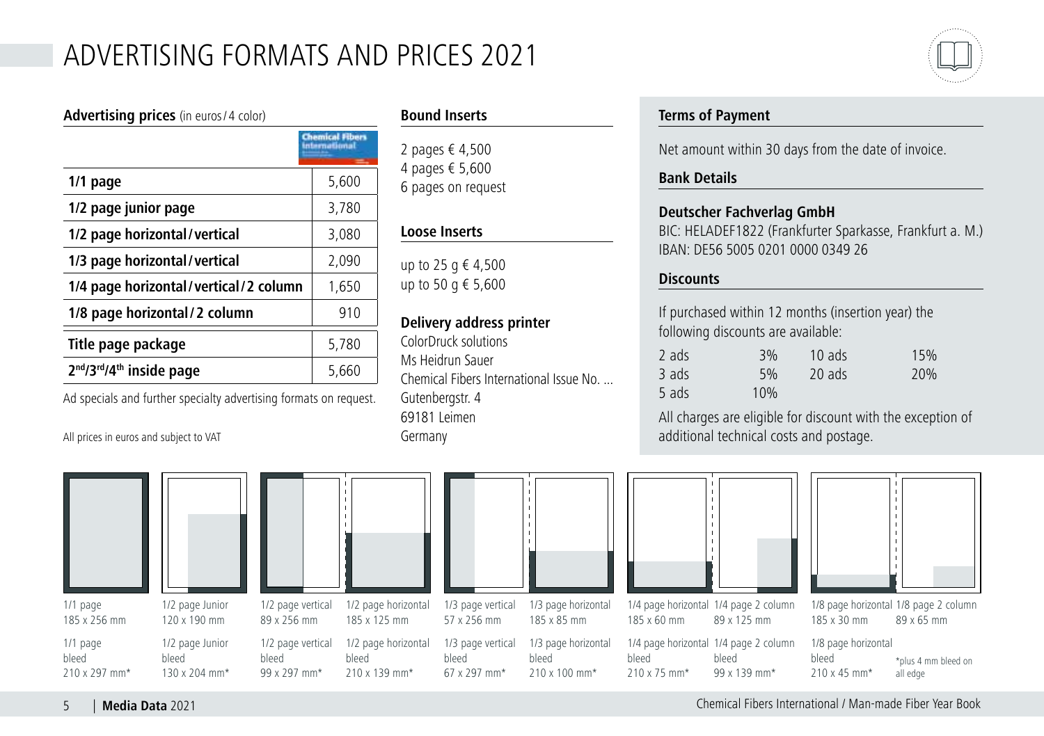# ADVERTISING FORMATS AND PRICES 2021

## Advertising prices (in euros / 4 color)

| | Chemical Fibers International |
|---|---|
| **1/1 page** | 5,600 |
| **1/2 page junior page** | 3,780 |
| **1/2 page horizontal / vertical** | 3,080 |
| **1/3 page horizontal / vertical** | 2,090 |
| **1/4 page horizontal / vertical / 2 column** | 1,650 |
| **1/8 page horizontal / 2 column** | 910 |
| **Title page package** | 5,780 |
| **2nd/3rd/4th inside page** | 5,660 |

Ad specials and further specialty advertising formats on request.

All prices in euros and subject to VAT

## Bound Inserts

2 pages € 4,500
4 pages € 5,600
6 pages on request

## Loose Inserts

up to 25 g € 4,500
up to 50 g € 5,600

## Delivery address printer

ColorDruck solutions
Ms Heidrun Sauer
Chemical Fibers International Issue No. ...
Gutenbergstr. 4
69181 Leimen
Germany

## Terms of Payment

Net amount within 30 days from the date of invoice.

## Bank Details

**Deutscher Fachverlag GmbH**
BIC: HELADEF1822 (Frankfurter Sparkasse, Frankfurt a. M.)
IBAN: DE56 5005 0201 0000 0349 26

## Discounts

If purchased within 12 months (insertion year) the following discounts are available:

| | | | |
|---|---|---|---|
| 2 ads | 3% | 10 ads | 15% |
| 3 ads | 5% | 20 ads | 20% |
| 5 ads | 10% | | |

All charges are eligible for discount with the exception of additional technical costs and postage.

| Format | Size | Bleed |
|---|---|---|
| 1/1 page | 185 x 256 mm | 210 x 297 mm* |
| 1/2 page Junior | 120 x 190 mm | 130 x 204 mm* |
| 1/2 page vertical | 89 x 256 mm | 99 x 297 mm* |
| 1/2 page horizontal | 185 x 125 mm | 210 x 139 mm* |
| 1/3 page vertical | 57 x 256 mm | 67 x 297 mm* |
| 1/3 page horizontal | 185 x 85 mm | 210 x 100 mm* |
| 1/4 page horizontal | 185 x 60 mm | 210 x 75 mm* |
| 1/4 page 2 column | 89 x 125 mm | 99 x 139 mm* |
| 1/8 page horizontal | 185 x 30 mm | 210 x 45 mm* |
| 1/8 page 2 column | 89 x 65 mm | |

*plus 4 mm bleed on all edge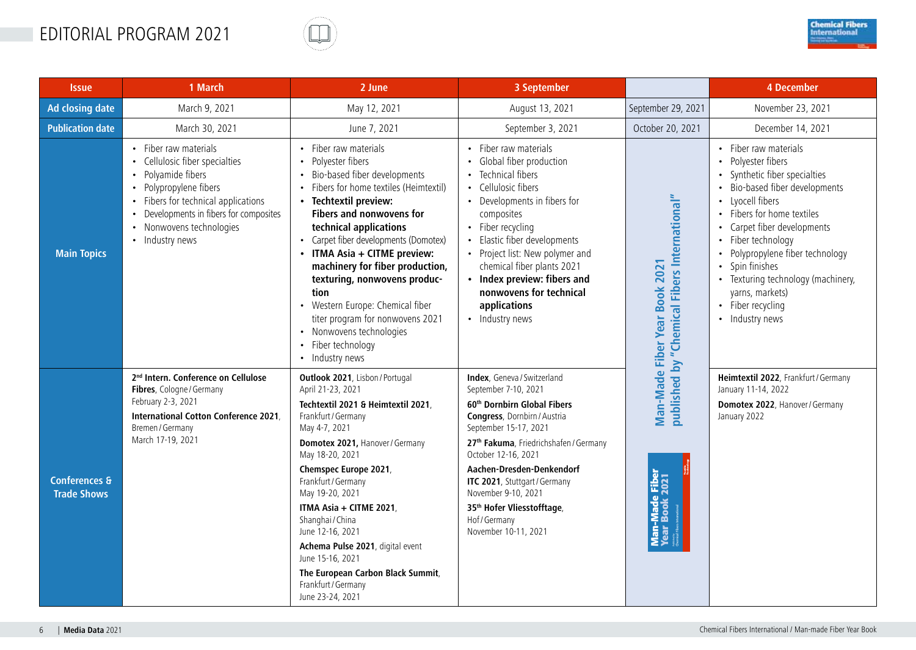# EDITORIAL PROGRAM 2021

| Issue | 1 March | 2 June | 3 September | | 4 December |
|---|---|---|---|---|---|
| Ad closing date | March 9, 2021 | May 12, 2021 | August 13, 2021 | September 29, 2021 | November 23, 2021 |
| Publication date | March 30, 2021 | June 7, 2021 | September 3, 2021 | October 20, 2021 | December 14, 2021 |
| Main Topics | • Fiber raw materials<br>• Cellulosic fiber specialties<br>• Polyamide fibers<br>• Polypropylene fibers<br>• Fibers for technical applications<br>• Developments in fibers for composites<br>• Nonwovens technologies<br>• Industry news | • Fiber raw materials<br>• Polyester fibers<br>• Bio-based fiber developments<br>• Fibers for home textiles (Heimtextil)<br>• **Techtextil preview: Fibers and nonwovens for technical applications**<br>• Carpet fiber developments (Domotex)<br>• **ITMA Asia + CITME preview: machinery for fiber production, texturing, nonwovens production**<br>• Western Europe: Chemical fiber titer program for nonwovens 2021<br>• Nonwovens technologies<br>• Fiber technology<br>• Industry news | • Fiber raw materials<br>• Global fiber production<br>• Technical fibers<br>• Cellulosic fibers<br>• Developments in fibers for composites<br>• Fiber recycling<br>• Elastic fiber developments<br>• Project list: New polymer and chemical fiber plants 2021<br>• **Index preview: fibers and nonwovens for technical applications**<br>• Industry news | **Man-Made Fiber Year Book 2021 published by "Chemical Fibers International"** | • Fiber raw materials<br>• Polyester fibers<br>• Synthetic fiber specialties<br>• Bio-based fiber developments<br>• Lyocell fibers<br>• Fibers for home textiles<br>• Carpet fiber developments<br>• Fiber technology<br>• Polypropylene fiber technology<br>• Spin finishes<br>• Texturing technology (machinery, yarns, markets)<br>• Fiber recycling<br>• Industry news |
| Conferences & Trade Shows | **2nd Intern. Conference on Cellulose Fibres**, Cologne / Germany<br>February 2-3, 2021<br>**International Cotton Conference 2021**, Bremen / Germany<br>March 17-19, 2021 | **Outlook 2021**, Lisbon / Portugal<br>April 21-23, 2021<br>**Techtextil 2021 & Heimtextil 2021**, Frankfurt / Germany<br>May 4-7, 2021<br>**Domotex 2021**, Hanover / Germany<br>May 18-20, 2021<br>**Chemspec Europe 2021**, Frankfurt / Germany<br>May 19-20, 2021<br>**ITMA Asia + CITME 2021**, Shanghai / China<br>June 12-16, 2021<br>**Achema Pulse 2021**, digital event<br>June 15-16, 2021<br>**The European Carbon Black Summit**, Frankfurt / Germany<br>June 23-24, 2021 | **Index**, Geneva / Switzerland<br>September 7-10, 2021<br>**60th Dornbirn Global Fibers Congress**, Dornbirn / Austria<br>September 15-17, 2021<br>**27th Fakuma**, Friedrichshafen / Germany<br>October 12-16, 2021<br>**Aachen-Dresden-Denkendorf ITC 2021**, Stuttgart / Germany<br>November 9-10, 2021<br>**35th Hofer Vliesstofftage**, Hof / Germany<br>November 10-11, 2021 | | **Heimtextil 2022**, Frankfurt / Germany<br>January 11-14, 2022<br>**Domotex 2022**, Hanover / Germany<br>January 2022 |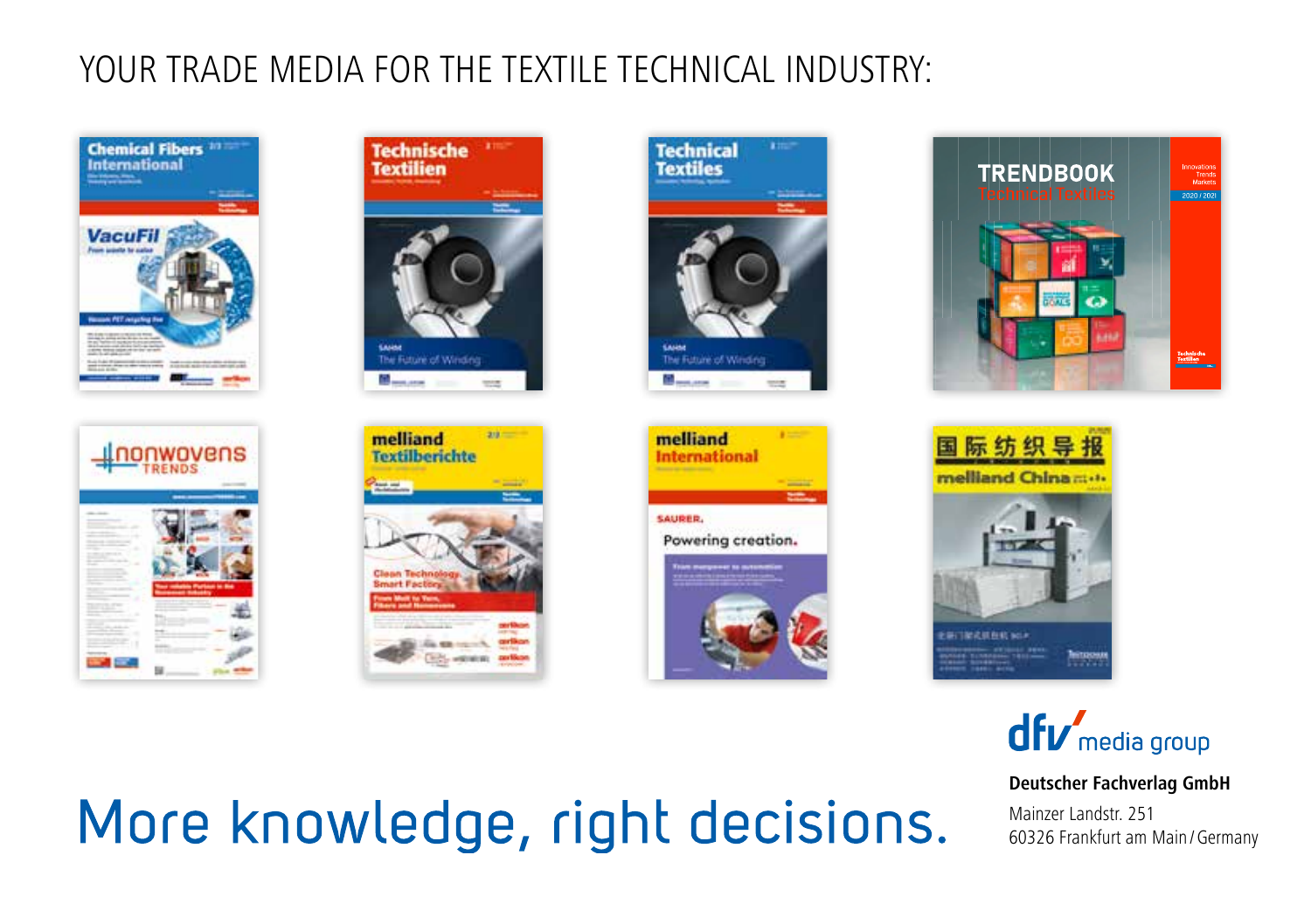# YOUR TRADE MEDIA FOR THE TEXTILE TECHNICAL INDUSTRY:

More knowledge, right decisions.

dfv media group

**Deutscher Fachverlag GmbH**

Mainzer Landstr. 251
60326 Frankfurt am Main / Germany